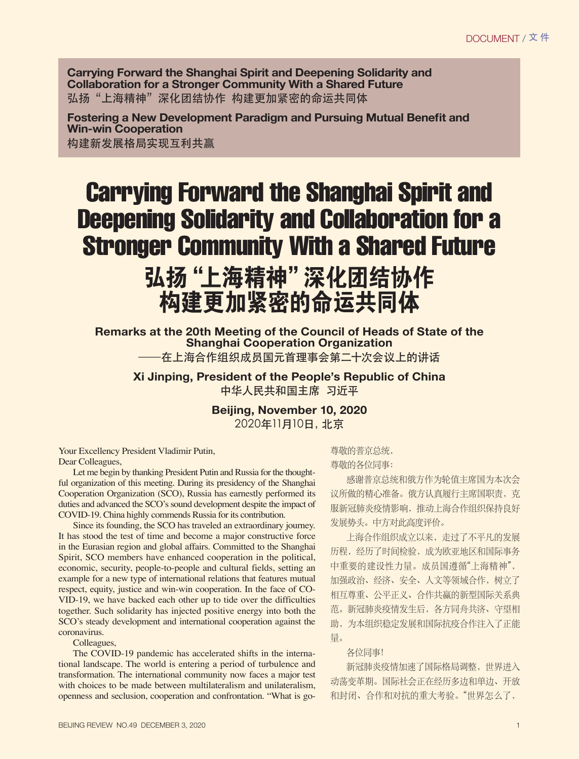Carrying Forward the Shanghai Spirit and Deepening Solidarity and Collaboration for a Stronger Community With a Shared Future
弘扬“上海精神”深化团结协作 构建更加紧密的命运共同体

Fostering a New Development Paradigm and Pursuing Mutual Benefit and Win-win Cooperation
构建新发展格局实现互利共赢

# Carrying Forward the Shanghai Spirit and Deepening Solidarity and Collaboration for a Stronger Community With a Shared Future

# 弘扬“上海精神”深化团结协作 构建更加紧密的命运共同体

**Remarks at the 20th Meeting of the Council of Heads of State of the Shanghai Cooperation Organization**

——在上海合作组织成员国元首理事会第二十次会议上的讲话

**Xi Jinping, President of the People's Republic of China**

中华人民共和国主席 习近平

**Beijing, November 10, 2020**

2020年11月10日，北京

Your Excellency President Vladimir Putin,
Dear Colleagues,

Let me begin by thanking President Putin and Russia for the thoughtful organization of this meeting. During its presidency of the Shanghai Cooperation Organization (SCO), Russia has earnestly performed its duties and advanced the SCO's sound development despite the impact of COVID-19. China highly commends Russia for its contribution.

Since its founding, the SCO has traveled an extraordinary journey. It has stood the test of time and become a major constructive force in the Eurasian region and global affairs. Committed to the Shanghai Spirit, SCO members have enhanced cooperation in the political, economic, security, people-to-people and cultural fields, setting an example for a new type of international relations that features mutual respect, equity, justice and win-win cooperation. In the face of COVID-19, we have backed each other up to tide over the difficulties together. Such solidarity has injected positive energy into both the SCO's steady development and international cooperation against the coronavirus.

Colleagues,

The COVID-19 pandemic has accelerated shifts in the international landscape. The world is entering a period of turbulence and transformation. The international community now faces a major test with choices to be made between multilateralism and unilateralism, openness and seclusion, cooperation and confrontation. "What is go-

尊敬的普京总统，
尊敬的各位同事：

感谢普京总统和俄方作为轮值主席国为本次会议所做的精心准备。俄方认真履行主席国职责，克服新冠肺炎疫情影响，推动上海合作组织保持良好发展势头。中方对此高度评价。

上海合作组织成立以来，走过了不平凡的发展历程，经历了时间检验，成为欧亚地区和国际事务中重要的建设性力量。成员国遵循“上海精神”，加强政治、经济、安全、人文等领域合作，树立了相互尊重、公平正义、合作共赢的新型国际关系典范。新冠肺炎疫情发生后，各方同舟共济、守望相助，为本组织稳定发展和国际抗疫合作注入了正能量。

各位同事！

新冠肺炎疫情加速了国际格局调整，世界进入动荡变革期。国际社会正在经历多边和单边、开放和封闭、合作和对抗的重大考验。“世界怎么了，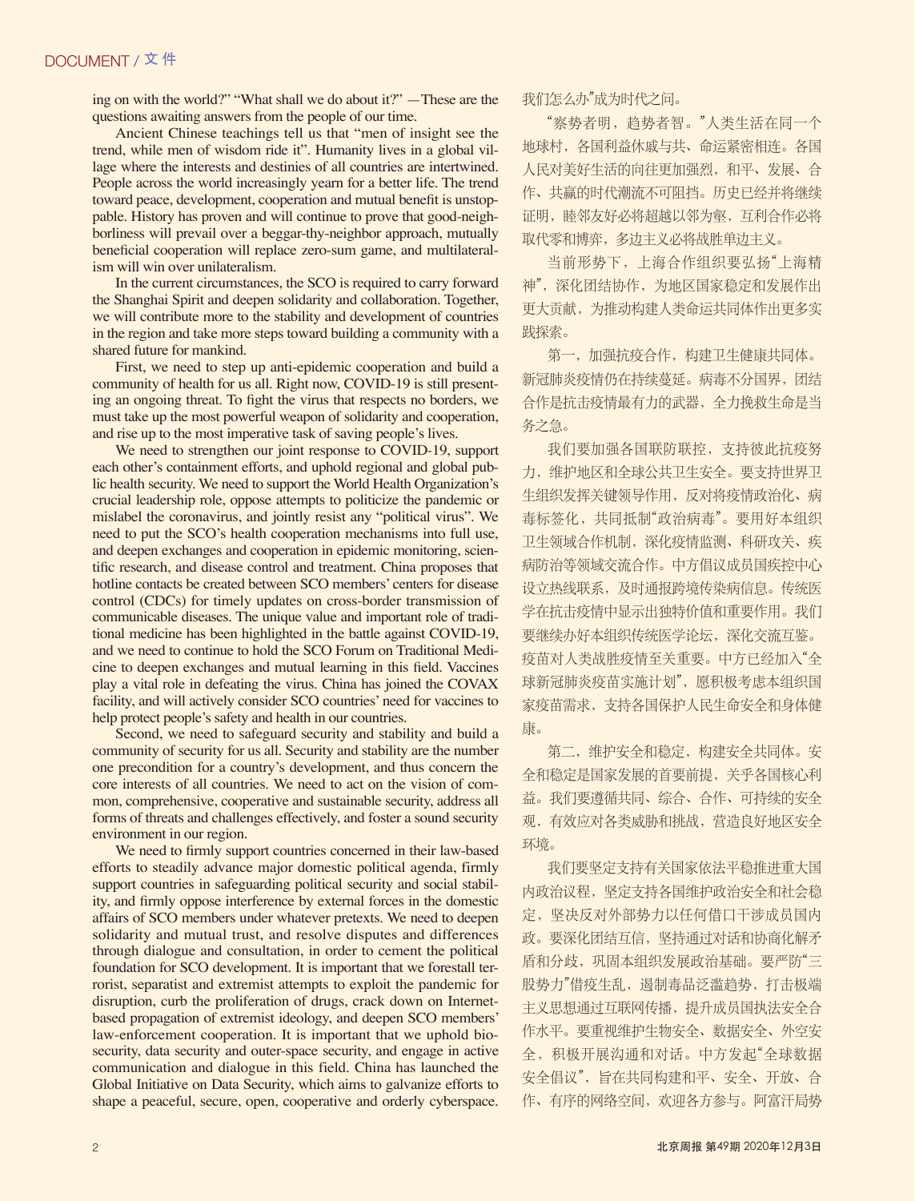ing on with the world?" "What shall we do about it?" —These are the questions awaiting answers from the people of our time.

Ancient Chinese teachings tell us that "men of insight see the trend, while men of wisdom ride it". Humanity lives in a global village where the interests and destinies of all countries are intertwined. People across the world increasingly yearn for a better life. The trend toward peace, development, cooperation and mutual benefit is unstoppable. History has proven and will continue to prove that good-neighborliness will prevail over a beggar-thy-neighbor approach, mutually beneficial cooperation will replace zero-sum game, and multilateralism will win over unilateralism.

In the current circumstances, the SCO is required to carry forward the Shanghai Spirit and deepen solidarity and collaboration. Together, we will contribute more to the stability and development of countries in the region and take more steps toward building a community with a shared future for mankind.

First, we need to step up anti-epidemic cooperation and build a community of health for us all. Right now, COVID-19 is still presenting an ongoing threat. To fight the virus that respects no borders, we must take up the most powerful weapon of solidarity and cooperation, and rise up to the most imperative task of saving people's lives.

We need to strengthen our joint response to COVID-19, support each other's containment efforts, and uphold regional and global public health security. We need to support the World Health Organization's crucial leadership role, oppose attempts to politicize the pandemic or mislabel the coronavirus, and jointly resist any "political virus". We need to put the SCO's health cooperation mechanisms into full use, and deepen exchanges and cooperation in epidemic monitoring, scientific research, and disease control and treatment. China proposes that hotline contacts be created between SCO members' centers for disease control (CDCs) for timely updates on cross-border transmission of communicable diseases. The unique value and important role of traditional medicine has been highlighted in the battle against COVID-19, and we need to continue to hold the SCO Forum on Traditional Medicine to deepen exchanges and mutual learning in this field. Vaccines play a vital role in defeating the virus. China has joined the COVAX facility, and will actively consider SCO countries' need for vaccines to help protect people's safety and health in our countries.

Second, we need to safeguard security and stability and build a community of security for us all. Security and stability are the number one precondition for a country's development, and thus concern the core interests of all countries. We need to act on the vision of common, comprehensive, cooperative and sustainable security, address all forms of threats and challenges effectively, and foster a sound security environment in our region.

We need to firmly support countries concerned in their law-based efforts to steadily advance major domestic political agenda, firmly support countries in safeguarding political security and social stability, and firmly oppose interference by external forces in the domestic affairs of SCO members under whatever pretexts. We need to deepen solidarity and mutual trust, and resolve disputes and differences through dialogue and consultation, in order to cement the political foundation for SCO development. It is important that we forestall terrorist, separatist and extremist attempts to exploit the pandemic for disruption, curb the proliferation of drugs, crack down on Internet-based propagation of extremist ideology, and deepen SCO members' law-enforcement cooperation. It is important that we uphold biosecurity, data security and outer-space security, and engage in active communication and dialogue in this field. China has launched the Global Initiative on Data Security, which aims to galvanize efforts to shape a peaceful, secure, open, cooperative and orderly cyberspace.

我们怎么办"成为时代之问。

"察势者明，趋势者智。"人类生活在同一个地球村，各国利益休戚与共、命运紧密相连。各国人民对美好生活的向往更加强烈，和平、发展、合作、共赢的时代潮流不可阻挡。历史已经并将继续证明，睦邻友好必将超越以邻为壑，互利合作必将取代零和博弈，多边主义必将战胜单边主义。

当前形势下，上海合作组织要弘扬"上海精神"，深化团结协作，为地区国家稳定和发展作出更大贡献，为推动构建人类命运共同体作出更多实践探索。

第一，加强抗疫合作，构建卫生健康共同体。新冠肺炎疫情仍在持续蔓延。病毒不分国界，团结合作是抗击疫情最有力的武器，全力挽救生命是当务之急。

我们要加强各国联防联控，支持彼此抗疫努力，维护地区和全球公共卫生安全。要支持世界卫生组织发挥关键领导作用，反对将疫情政治化、病毒标签化，共同抵制"政治病毒"。要用好本组织卫生领域合作机制，深化疫情监测、科研攻关、疾病防治等领域交流合作。中方倡议成员国疾控中心设立热线联系，及时通报跨境传染病信息。传统医学在抗击疫情中显示出独特价值和重要作用。我们要继续办好本组织传统医学论坛，深化交流互鉴。疫苗对人类战胜疫情至关重要。中方已经加入"全球新冠肺炎疫苗实施计划"，愿积极考虑本组织国家疫苗需求，支持各国保护人民生命安全和身体健康。

第二，维护安全和稳定，构建安全共同体。安全和稳定是国家发展的首要前提，关乎各国核心利益。我们要遵循共同、综合、合作、可持续的安全观，有效应对各类威胁和挑战，营造良好地区安全环境。

我们要坚定支持有关国家依法平稳推进重大国内政治议程，坚定支持各国维护政治安全和社会稳定，坚决反对外部势力以任何借口干涉成员国内政。要深化团结互信，坚持通过对话和协商化解矛盾和分歧，巩固本组织发展政治基础。要严防"三股势力"借疫生乱，遏制毒品泛滥趋势，打击极端主义思想通过互联网传播，提升成员国执法安全合作水平。要重视维护生物安全、数据安全、外空安全，积极开展沟通和对话。中方发起"全球数据安全倡议"，旨在共同构建和平、安全、开放、合作、有序的网络空间，欢迎各方参与。阿富汗局势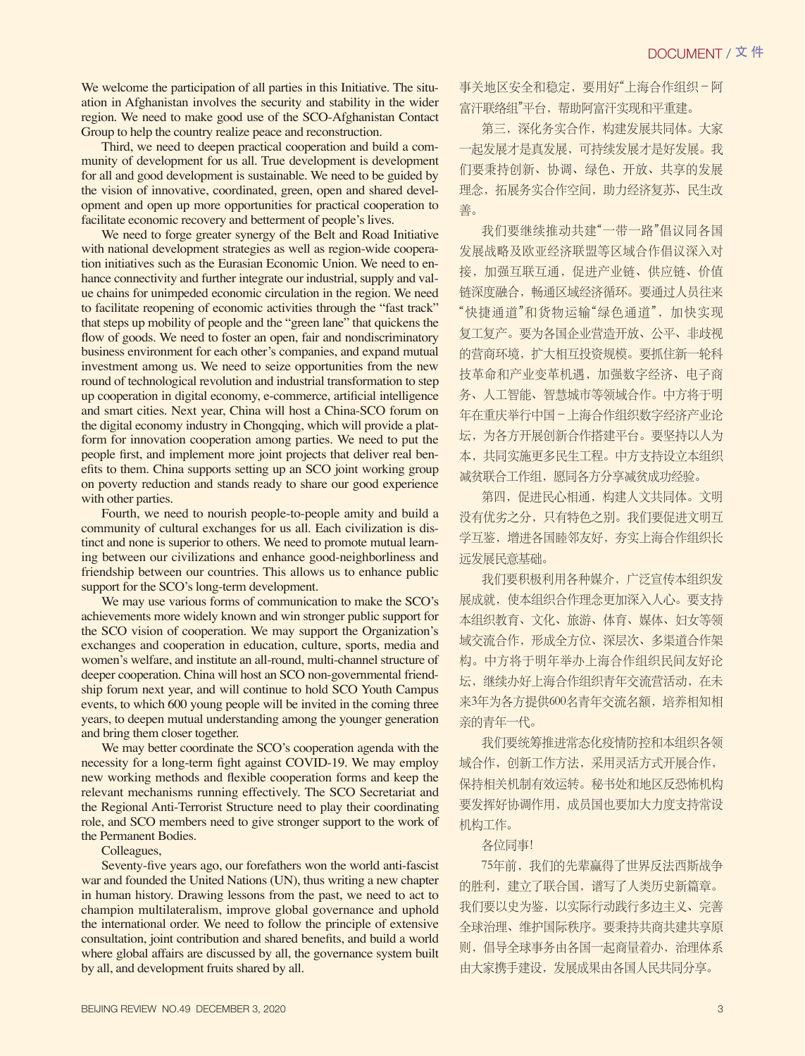We welcome the participation of all parties in this Initiative. The situation in Afghanistan involves the security and stability in the wider region. We need to make good use of the SCO-Afghanistan Contact Group to help the country realize peace and reconstruction.

Third, we need to deepen practical cooperation and build a community of development for us all. True development is development for all and good development is sustainable. We need to be guided by the vision of innovative, coordinated, green, open and shared development and open up more opportunities for practical cooperation to facilitate economic recovery and betterment of people's lives.

We need to forge greater synergy of the Belt and Road Initiative with national development strategies as well as region-wide cooperation initiatives such as the Eurasian Economic Union. We need to enhance connectivity and further integrate our industrial, supply and value chains for unimpeded economic circulation in the region. We need to facilitate reopening of economic activities through the "fast track" that steps up mobility of people and the "green lane" that quickens the flow of goods. We need to foster an open, fair and nondiscriminatory business environment for each other's companies, and expand mutual investment among us. We need to seize opportunities from the new round of technological revolution and industrial transformation to step up cooperation in digital economy, e-commerce, artificial intelligence and smart cities. Next year, China will host a China-SCO forum on the digital economy industry in Chongqing, which will provide a platform for innovation cooperation among parties. We need to put the people first, and implement more joint projects that deliver real benefits to them. China supports setting up an SCO joint working group on poverty reduction and stands ready to share our good experience with other parties.

Fourth, we need to nourish people-to-people amity and build a community of cultural exchanges for us all. Each civilization is distinct and none is superior to others. We need to promote mutual learning between our civilizations and enhance good-neighborliness and friendship between our countries. This allows us to enhance public support for the SCO's long-term development.

We may use various forms of communication to make the SCO's achievements more widely known and win stronger public support for the SCO vision of cooperation. We may support the Organization's exchanges and cooperation in education, culture, sports, media and women's welfare, and institute an all-round, multi-channel structure of deeper cooperation. China will host an SCO non-governmental friendship forum next year, and will continue to hold SCO Youth Campus events, to which 600 young people will be invited in the coming three years, to deepen mutual understanding among the younger generation and bring them closer together.

We may better coordinate the SCO's cooperation agenda with the necessity for a long-term fight against COVID-19. We may employ new working methods and flexible cooperation forms and keep the relevant mechanisms running effectively. The SCO Secretariat and the Regional Anti-Terrorist Structure need to play their coordinating role, and SCO members need to give stronger support to the work of the Permanent Bodies.

Colleagues,

Seventy-five years ago, our forefathers won the world anti-fascist war and founded the United Nations (UN), thus writing a new chapter in human history. Drawing lessons from the past, we need to act to champion multilateralism, improve global governance and uphold the international order. We need to follow the principle of extensive consultation, joint contribution and shared benefits, and build a world where global affairs are discussed by all, the governance system built by all, and development fruits shared by all.

事关地区安全和稳定，要用好"上海合作组织－阿富汗联络组"平台，帮助阿富汗实现和平重建。

第三，深化务实合作，构建发展共同体。大家一起发展才是真发展，可持续发展才是好发展。我们要秉持创新、协调、绿色、开放、共享的发展理念，拓展务实合作空间，助力经济复苏、民生改善。

我们要继续推动共建"一带一路"倡议同各国发展战略及欧亚经济联盟等区域合作倡议深入对接，加强互联互通，促进产业链、供应链、价值链深度融合，畅通区域经济循环。要通过人员往来"快捷通道"和货物运输"绿色通道"，加快实现复工复产。要为各国企业营造开放、公平、非歧视的营商环境，扩大相互投资规模。要抓住新一轮科技革命和产业变革机遇，加强数字经济、电子商务、人工智能、智慧城市等领域合作。中方将于明年在重庆举行中国－上海合作组织数字经济产业论坛，为各方开展创新合作搭建平台。要坚持以人为本，共同实施更多民生工程。中方支持设立本组织减贫联合工作组，愿同各方分享减贫成功经验。

第四，促进民心相通，构建人文共同体。文明没有优劣之分，只有特色之别。我们要促进文明互学互鉴，增进各国睦邻友好，夯实上海合作组织长远发展民意基础。

我们要积极利用各种媒介，广泛宣传本组织发展成就，使本组织合作理念更加深入人心。要支持本组织教育、文化、旅游、体育、媒体、妇女等领域交流合作，形成全方位、深层次、多渠道合作架构。中方将于明年举办上海合作组织民间友好论坛，继续办好上海合作组织青年交流营活动，在未来3年为各方提供600名青年交流名额，培养相知相亲的青年一代。

我们要统筹推进常态化疫情防控和本组织各领域合作，创新工作方法，采用灵活方式开展合作，保持相关机制有效运转。秘书处和地区反恐怖机构要发挥好协调作用，成员国也要加大力度支持常设机构工作。

各位同事！

75年前，我们的先辈赢得了世界反法西斯战争的胜利，建立了联合国，谱写了人类历史新篇章。我们要以史为鉴，以实际行动践行多边主义、完善全球治理、维护国际秩序。要秉持共商共建共享原则，倡导全球事务由各国一起商量着办，治理体系由大家携手建设，发展成果由各国人民共同分享。